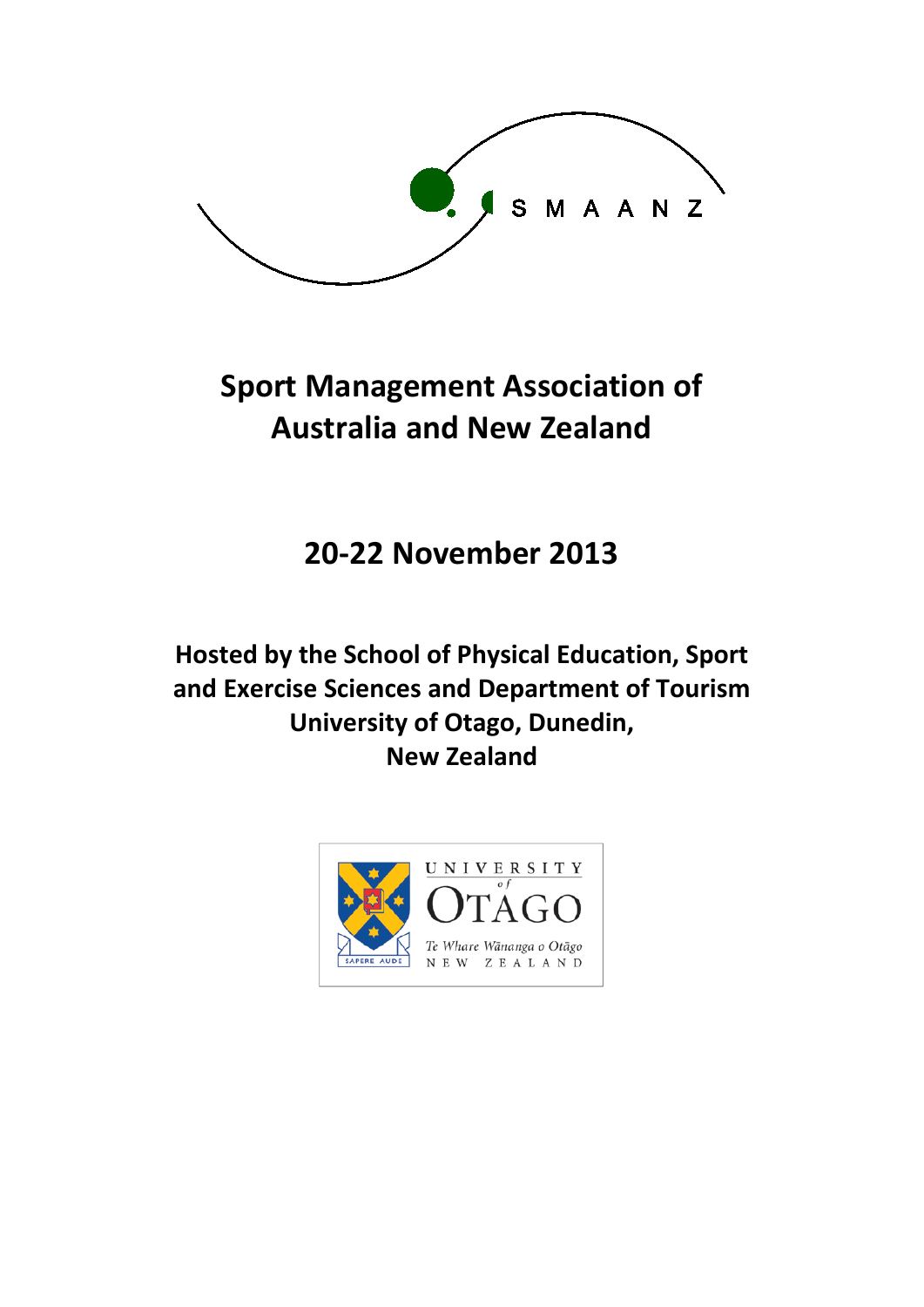S M A A N Z

# Sport Management Association of Australia and New Zealand

## 20-22 November 2013

### Hosted by the School of Physical Education, Sport and Exercise Sciences and Department of Tourism University of Otago, Dunedin, New Zealand

UNIVERSITY of OTAGO

Te Whare Wānanga o Otāgo

NEW ZEALAND

SAPERE AUDE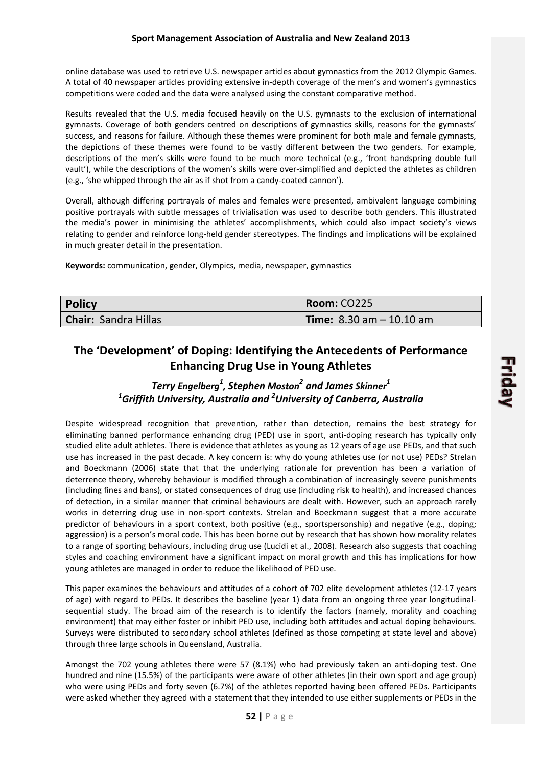online database was used to retrieve U.S. newspaper articles about gymnastics from the 2012 Olympic Games. A total of 40 newspaper articles providing extensive in-depth coverage of the men's and women's gymnastics competitions were coded and the data were analysed using the constant comparative method.

Results revealed that the U.S. media focused heavily on the U.S. gymnasts to the exclusion of international gymnasts. Coverage of both genders centred on descriptions of gymnastics skills, reasons for the gymnasts' success, and reasons for failure. Although these themes were prominent for both male and female gymnasts, the depictions of these themes were found to be vastly different between the two genders. For example, descriptions of the men's skills were found to be much more technical (e.g., 'front handspring double full vault'), while the descriptions of the women's skills were over-simplified and depicted the athletes as children (e.g., 'she whipped through the air as if shot from a candy-coated cannon').

Overall, although differing portrayals of males and females were presented, ambivalent language combining positive portrayals with subtle messages of trivialisation was used to describe both genders. This illustrated the media's power in minimising the athletes' accomplishments, which could also impact society's views relating to gender and reinforce long-held gender stereotypes. The findings and implications will be explained in much greater detail in the presentation.

**Keywords:** communication, gender, Olympics, media, newspaper, gymnastics

| **Policy** | **Room:** CO225 |
|---|---|
| **Chair:** Sandra Hillas | **Time:** 8.30 am – 10.10 am |

## The 'Development' of Doping: Identifying the Antecedents of Performance Enhancing Drug Use in Young Athletes

### *Terry Engelberg[1], Stephen Moston[2] and James Skinner[1]*
### *[1]Griffith University, Australia and [2]University of Canberra, Australia*

Despite widespread recognition that prevention, rather than detection, remains the best strategy for eliminating banned performance enhancing drug (PED) use in sport, anti-doping research has typically only studied elite adult athletes. There is evidence that athletes as young as 12 years of age use PEDs, and that such use has increased in the past decade. A key concern is: why do young athletes use (or not use) PEDs? Strelan and Boeckmann (2006) state that that the underlying rationale for prevention has been a variation of deterrence theory, whereby behaviour is modified through a combination of increasingly severe punishments (including fines and bans), or stated consequences of drug use (including risk to health), and increased chances of detection, in a similar manner that criminal behaviours are dealt with. However, such an approach rarely works in deterring drug use in non-sport contexts. Strelan and Boeckmann suggest that a more accurate predictor of behaviours in a sport context, both positive (e.g., sportspersonship) and negative (e.g., doping; aggression) is a person's moral code. This has been borne out by research that has shown how morality relates to a range of sporting behaviours, including drug use (Lucidi et al., 2008). Research also suggests that coaching styles and coaching environment have a significant impact on moral growth and this has implications for how young athletes are managed in order to reduce the likelihood of PED use.

This paper examines the behaviours and attitudes of a cohort of 702 elite development athletes (12-17 years of age) with regard to PEDs. It describes the baseline (year 1) data from an ongoing three year longitudinal-sequential study. The broad aim of the research is to identify the factors (namely, morality and coaching environment) that may either foster or inhibit PED use, including both attitudes and actual doping behaviours. Surveys were distributed to secondary school athletes (defined as those competing at state level and above) through three large schools in Queensland, Australia.

Amongst the 702 young athletes there were 57 (8.1%) who had previously taken an anti-doping test. One hundred and nine (15.5%) of the participants were aware of other athletes (in their own sport and age group) who were using PEDs and forty seven (6.7%) of the athletes reported having been offered PEDs. Participants were asked whether they agreed with a statement that they intended to use either supplements or PEDs in the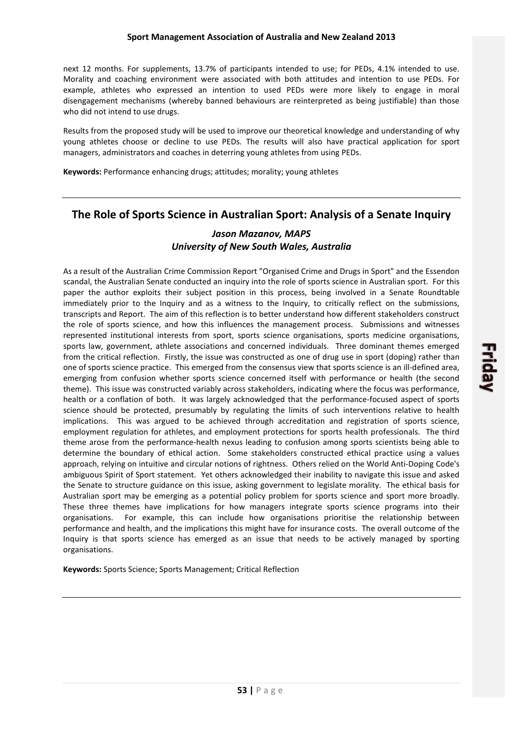next 12 months. For supplements, 13.7% of participants intended to use; for PEDs, 4.1% intended to use. Morality and coaching environment were associated with both attitudes and intention to use PEDs. For example, athletes who expressed an intention to used PEDs were more likely to engage in moral disengagement mechanisms (whereby banned behaviours are reinterpreted as being justifiable) than those who did not intend to use drugs.

Results from the proposed study will be used to improve our theoretical knowledge and understanding of why young athletes choose or decline to use PEDs. The results will also have practical application for sport managers, administrators and coaches in deterring young athletes from using PEDs.

**Keywords:** Performance enhancing drugs; attitudes; morality; young athletes

---

## The Role of Sports Science in Australian Sport: Analysis of a Senate Inquiry

***Jason Mazanov, MAPS***
***University of New South Wales, Australia***

As a result of the Australian Crime Commission Report "Organised Crime and Drugs in Sport" and the Essendon scandal, the Australian Senate conducted an inquiry into the role of sports science in Australian sport. For this paper the author exploits their subject position in this process, being involved in a Senate Roundtable immediately prior to the Inquiry and as a witness to the Inquiry, to critically reflect on the submissions, transcripts and Report. The aim of this reflection is to better understand how different stakeholders construct the role of sports science, and how this influences the management process. Submissions and witnesses represented institutional interests from sport, sports science organisations, sports medicine organisations, sports law, government, athlete associations and concerned individuals. Three dominant themes emerged from the critical reflection. Firstly, the issue was constructed as one of drug use in sport (doping) rather than one of sports science practice. This emerged from the consensus view that sports science is an ill-defined area, emerging from confusion whether sports science concerned itself with performance or health (the second theme). This issue was constructed variably across stakeholders, indicating where the focus was performance, health or a conflation of both. It was largely acknowledged that the performance-focused aspect of sports science should be protected, presumably by regulating the limits of such interventions relative to health implications. This was argued to be achieved through accreditation and registration of sports science, employment regulation for athletes, and employment protections for sports health professionals. The third theme arose from the performance-health nexus leading to confusion among sports scientists being able to determine the boundary of ethical action. Some stakeholders constructed ethical practice using a values approach, relying on intuitive and circular notions of rightness. Others relied on the World Anti-Doping Code's ambiguous Spirit of Sport statement. Yet others acknowledged their inability to navigate this issue and asked the Senate to structure guidance on this issue, asking government to legislate morality. The ethical basis for Australian sport may be emerging as a potential policy problem for sports science and sport more broadly. These three themes have implications for how managers integrate sports science programs into their organisations. For example, this can include how organisations prioritise the relationship between performance and health, and the implications this might have for insurance costs. The overall outcome of the Inquiry is that sports science has emerged as an issue that needs to be actively managed by sporting organisations.

**Keywords:** Sports Science; Sports Management; Critical Reflection

---